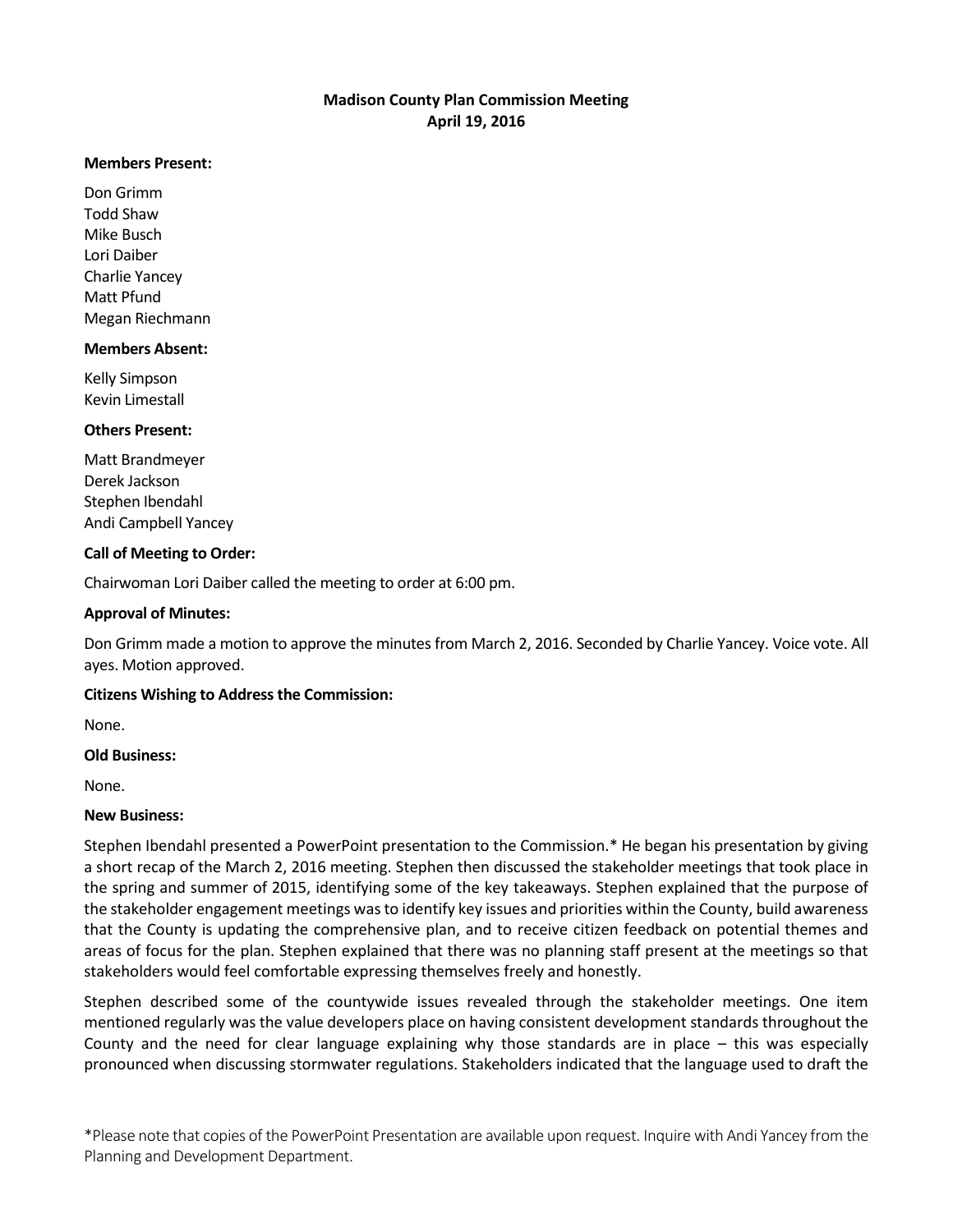# Madison County Plan Commission Meeting
## April 19, 2016

**Members Present:**

Don Grimm
Todd Shaw
Mike Busch
Lori Daiber
Charlie Yancey
Matt Pfund
Megan Riechmann

**Members Absent:**

Kelly Simpson
Kevin Limestall

**Others Present:**

Matt Brandmeyer
Derek Jackson
Stephen Ibendahl
Andi Campbell Yancey

**Call of Meeting to Order:**

Chairwoman Lori Daiber called the meeting to order at 6:00 pm.

**Approval of Minutes:**

Don Grimm made a motion to approve the minutes from March 2, 2016. Seconded by Charlie Yancey. Voice vote. All ayes. Motion approved.

**Citizens Wishing to Address the Commission:**

None.

**Old Business:**

None.

**New Business:**

Stephen Ibendahl presented a PowerPoint presentation to the Commission.* He began his presentation by giving a short recap of the March 2, 2016 meeting. Stephen then discussed the stakeholder meetings that took place in the spring and summer of 2015, identifying some of the key takeaways. Stephen explained that the purpose of the stakeholder engagement meetings was to identify key issues and priorities within the County, build awareness that the County is updating the comprehensive plan, and to receive citizen feedback on potential themes and areas of focus for the plan. Stephen explained that there was no planning staff present at the meetings so that stakeholders would feel comfortable expressing themselves freely and honestly.

Stephen described some of the countywide issues revealed through the stakeholder meetings. One item mentioned regularly was the value developers place on having consistent development standards throughout the County and the need for clear language explaining why those standards are in place – this was especially pronounced when discussing stormwater regulations. Stakeholders indicated that the language used to draft the

*Please note that copies of the PowerPoint Presentation are available upon request. Inquire with Andi Yancey from the Planning and Development Department.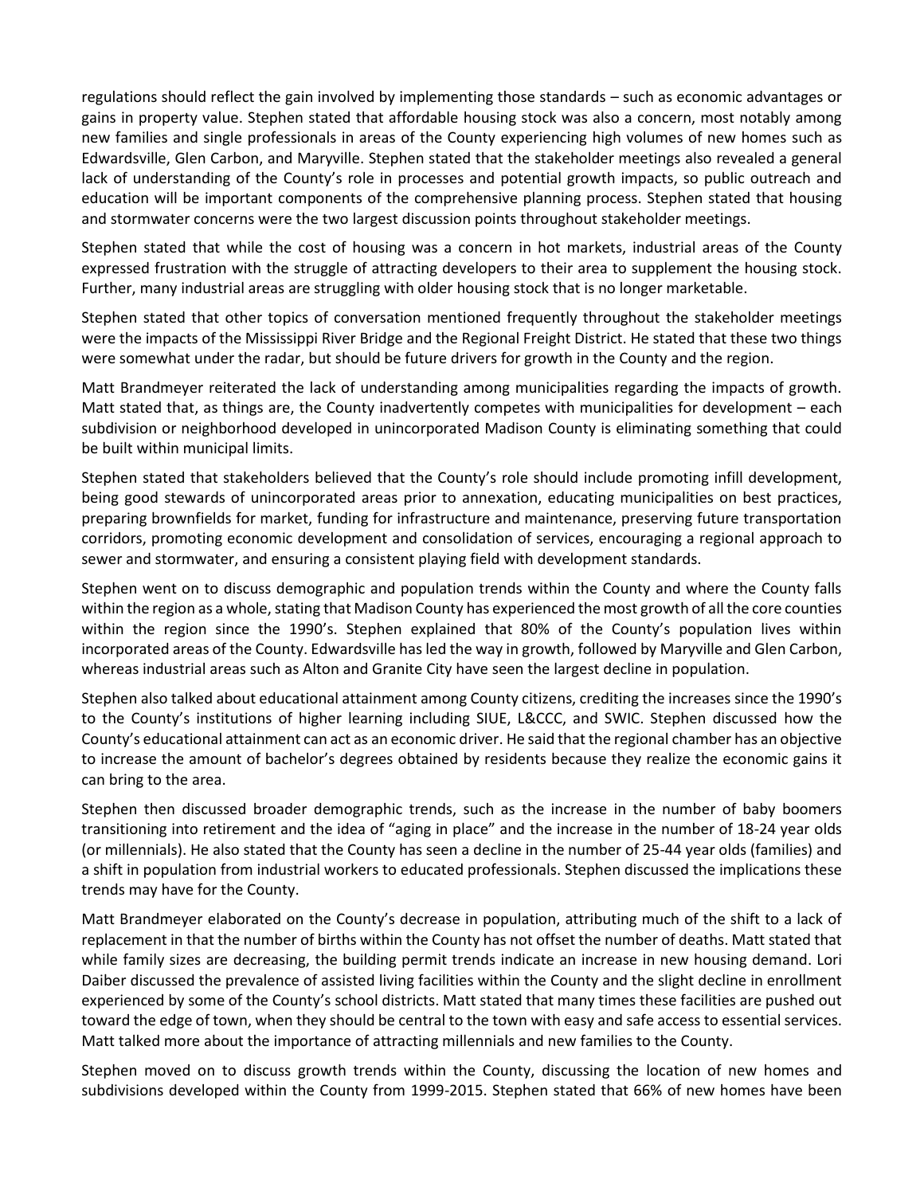regulations should reflect the gain involved by implementing those standards – such as economic advantages or gains in property value. Stephen stated that affordable housing stock was also a concern, most notably among new families and single professionals in areas of the County experiencing high volumes of new homes such as Edwardsville, Glen Carbon, and Maryville. Stephen stated that the stakeholder meetings also revealed a general lack of understanding of the County's role in processes and potential growth impacts, so public outreach and education will be important components of the comprehensive planning process. Stephen stated that housing and stormwater concerns were the two largest discussion points throughout stakeholder meetings.

Stephen stated that while the cost of housing was a concern in hot markets, industrial areas of the County expressed frustration with the struggle of attracting developers to their area to supplement the housing stock. Further, many industrial areas are struggling with older housing stock that is no longer marketable.

Stephen stated that other topics of conversation mentioned frequently throughout the stakeholder meetings were the impacts of the Mississippi River Bridge and the Regional Freight District. He stated that these two things were somewhat under the radar, but should be future drivers for growth in the County and the region.

Matt Brandmeyer reiterated the lack of understanding among municipalities regarding the impacts of growth. Matt stated that, as things are, the County inadvertently competes with municipalities for development – each subdivision or neighborhood developed in unincorporated Madison County is eliminating something that could be built within municipal limits.

Stephen stated that stakeholders believed that the County's role should include promoting infill development, being good stewards of unincorporated areas prior to annexation, educating municipalities on best practices, preparing brownfields for market, funding for infrastructure and maintenance, preserving future transportation corridors, promoting economic development and consolidation of services, encouraging a regional approach to sewer and stormwater, and ensuring a consistent playing field with development standards.

Stephen went on to discuss demographic and population trends within the County and where the County falls within the region as a whole, stating that Madison County has experienced the most growth of all the core counties within the region since the 1990's. Stephen explained that 80% of the County's population lives within incorporated areas of the County. Edwardsville has led the way in growth, followed by Maryville and Glen Carbon, whereas industrial areas such as Alton and Granite City have seen the largest decline in population.

Stephen also talked about educational attainment among County citizens, crediting the increases since the 1990's to the County's institutions of higher learning including SIUE, L&CCC, and SWIC. Stephen discussed how the County's educational attainment can act as an economic driver. He said that the regional chamber has an objective to increase the amount of bachelor's degrees obtained by residents because they realize the economic gains it can bring to the area.

Stephen then discussed broader demographic trends, such as the increase in the number of baby boomers transitioning into retirement and the idea of "aging in place" and the increase in the number of 18-24 year olds (or millennials). He also stated that the County has seen a decline in the number of 25-44 year olds (families) and a shift in population from industrial workers to educated professionals. Stephen discussed the implications these trends may have for the County.

Matt Brandmeyer elaborated on the County's decrease in population, attributing much of the shift to a lack of replacement in that the number of births within the County has not offset the number of deaths. Matt stated that while family sizes are decreasing, the building permit trends indicate an increase in new housing demand. Lori Daiber discussed the prevalence of assisted living facilities within the County and the slight decline in enrollment experienced by some of the County's school districts. Matt stated that many times these facilities are pushed out toward the edge of town, when they should be central to the town with easy and safe access to essential services. Matt talked more about the importance of attracting millennials and new families to the County.

Stephen moved on to discuss growth trends within the County, discussing the location of new homes and subdivisions developed within the County from 1999-2015. Stephen stated that 66% of new homes have been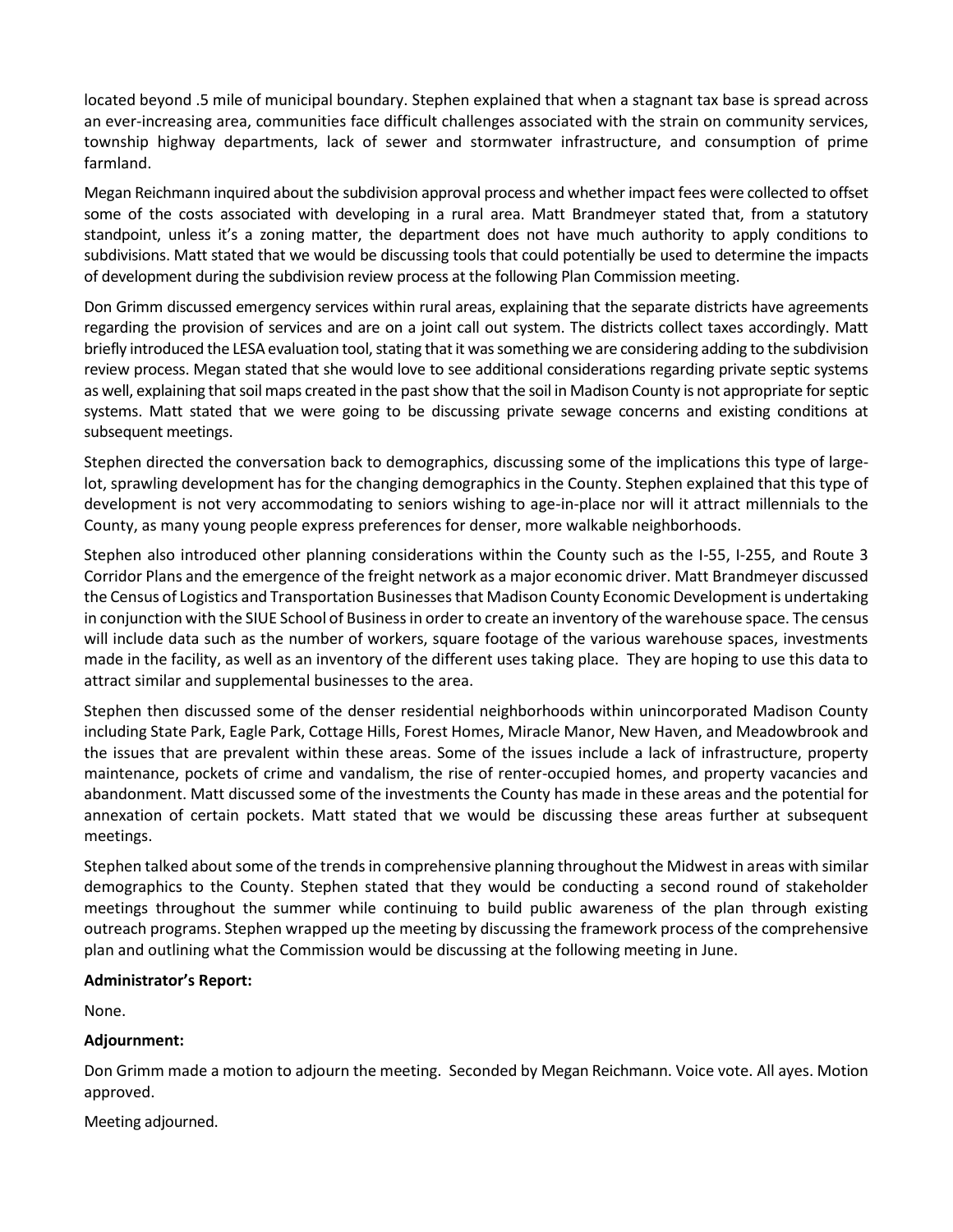located beyond .5 mile of municipal boundary. Stephen explained that when a stagnant tax base is spread across an ever-increasing area, communities face difficult challenges associated with the strain on community services, township highway departments, lack of sewer and stormwater infrastructure, and consumption of prime farmland.

Megan Reichmann inquired about the subdivision approval process and whether impact fees were collected to offset some of the costs associated with developing in a rural area. Matt Brandmeyer stated that, from a statutory standpoint, unless it's a zoning matter, the department does not have much authority to apply conditions to subdivisions. Matt stated that we would be discussing tools that could potentially be used to determine the impacts of development during the subdivision review process at the following Plan Commission meeting.

Don Grimm discussed emergency services within rural areas, explaining that the separate districts have agreements regarding the provision of services and are on a joint call out system. The districts collect taxes accordingly. Matt briefly introduced the LESA evaluation tool, stating that it was something we are considering adding to the subdivision review process. Megan stated that she would love to see additional considerations regarding private septic systems as well, explaining that soil maps created in the past show that the soil in Madison County is not appropriate for septic systems. Matt stated that we were going to be discussing private sewage concerns and existing conditions at subsequent meetings.

Stephen directed the conversation back to demographics, discussing some of the implications this type of large-lot, sprawling development has for the changing demographics in the County. Stephen explained that this type of development is not very accommodating to seniors wishing to age-in-place nor will it attract millennials to the County, as many young people express preferences for denser, more walkable neighborhoods.

Stephen also introduced other planning considerations within the County such as the I-55, I-255, and Route 3 Corridor Plans and the emergence of the freight network as a major economic driver. Matt Brandmeyer discussed the Census of Logistics and Transportation Businesses that Madison County Economic Development is undertaking in conjunction with the SIUE School of Business in order to create an inventory of the warehouse space. The census will include data such as the number of workers, square footage of the various warehouse spaces, investments made in the facility, as well as an inventory of the different uses taking place. They are hoping to use this data to attract similar and supplemental businesses to the area.

Stephen then discussed some of the denser residential neighborhoods within unincorporated Madison County including State Park, Eagle Park, Cottage Hills, Forest Homes, Miracle Manor, New Haven, and Meadowbrook and the issues that are prevalent within these areas. Some of the issues include a lack of infrastructure, property maintenance, pockets of crime and vandalism, the rise of renter-occupied homes, and property vacancies and abandonment. Matt discussed some of the investments the County has made in these areas and the potential for annexation of certain pockets. Matt stated that we would be discussing these areas further at subsequent meetings.

Stephen talked about some of the trends in comprehensive planning throughout the Midwest in areas with similar demographics to the County. Stephen stated that they would be conducting a second round of stakeholder meetings throughout the summer while continuing to build public awareness of the plan through existing outreach programs. Stephen wrapped up the meeting by discussing the framework process of the comprehensive plan and outlining what the Commission would be discussing at the following meeting in June.

**Administrator's Report:**

None.

**Adjournment:**

Don Grimm made a motion to adjourn the meeting. Seconded by Megan Reichmann. Voice vote. All ayes. Motion approved.

Meeting adjourned.